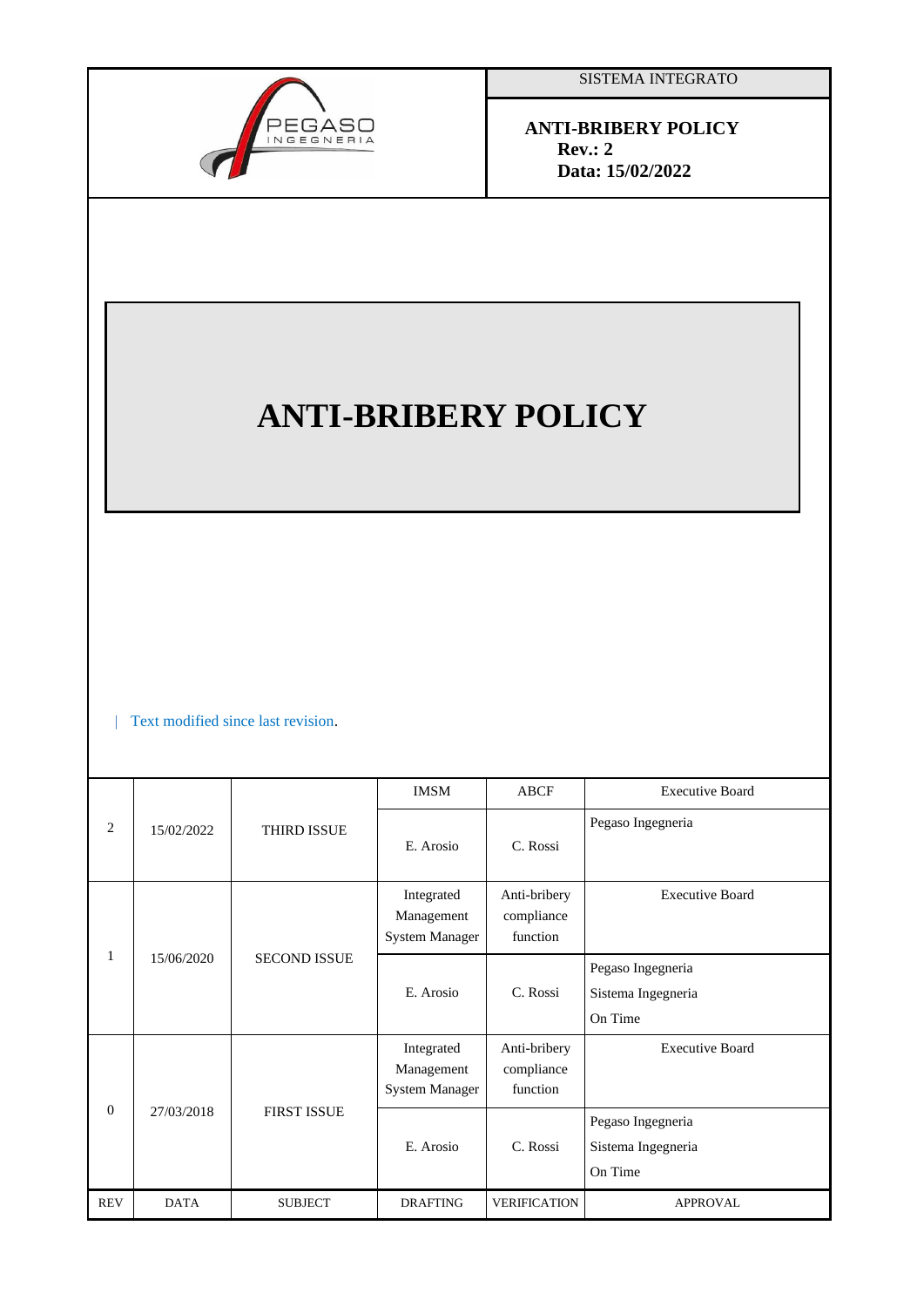SISTEMA INTEGRATO

**ANTI-BRIBERY POLICY**
**Rev.: 2**
**Data: 15/02/2022**

# ANTI-BRIBERY POLICY

| Text modified since last revision.

| REV | DATA | SUBJECT | DRAFTING | VERIFICATION | APPROVAL |
|---|---|---|---|---|---|
| 2 | 15/02/2022 | THIRD ISSUE | IMSM | ABCF | Executive Board |
| | | | E. Arosio | C. Rossi | Pegaso Ingegneria |
| 1 | 15/06/2020 | SECOND ISSUE | Integrated Management System Manager | Anti-bribery compliance function | Executive Board |
| | | | E. Arosio | C. Rossi | Pegaso Ingegneria Sistema Ingegneria On Time |
| 0 | 27/03/2018 | FIRST ISSUE | Integrated Management System Manager | Anti-bribery compliance function | Executive Board |
| | | | E. Arosio | C. Rossi | Pegaso Ingegneria Sistema Ingegneria On Time |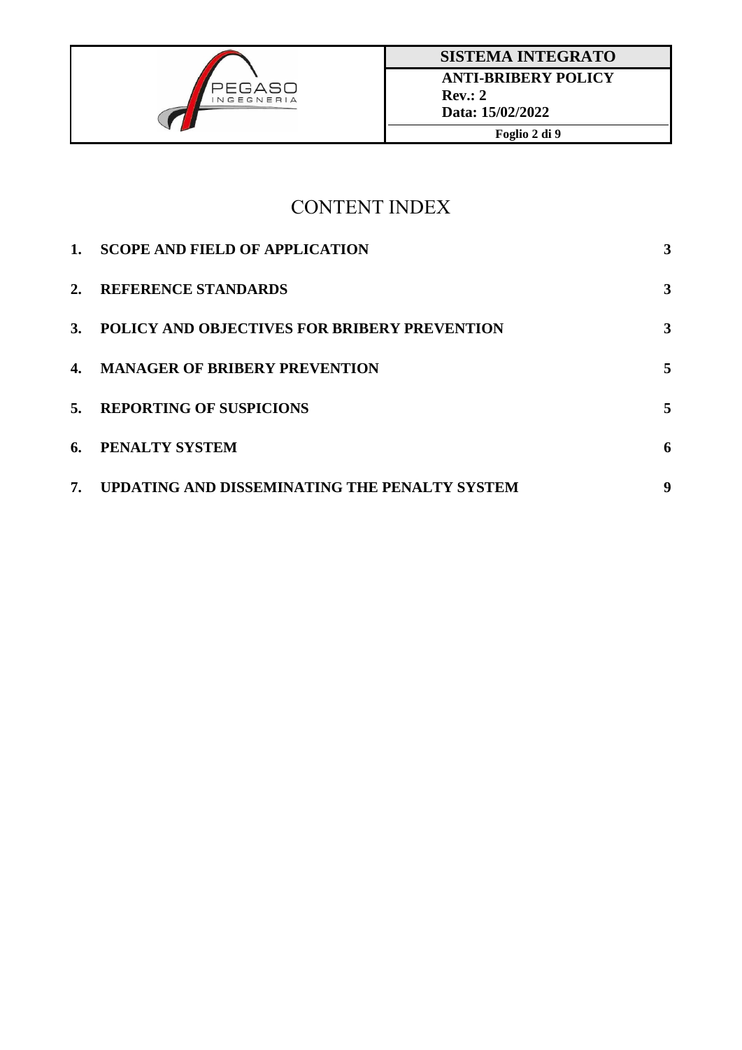# CONTENT INDEX

| | | |
|---|---|---|
| 1. | SCOPE AND FIELD OF APPLICATION | 3 |
| 2. | REFERENCE STANDARDS | 3 |
| 3. | POLICY AND OBJECTIVES FOR BRIBERY PREVENTION | 3 |
| 4. | MANAGER OF BRIBERY PREVENTION | 5 |
| 5. | REPORTING OF SUSPICIONS | 5 |
| 6. | PENALTY SYSTEM | 6 |
| 7. | UPDATING AND DISSEMINATING THE PENALTY SYSTEM | 9 |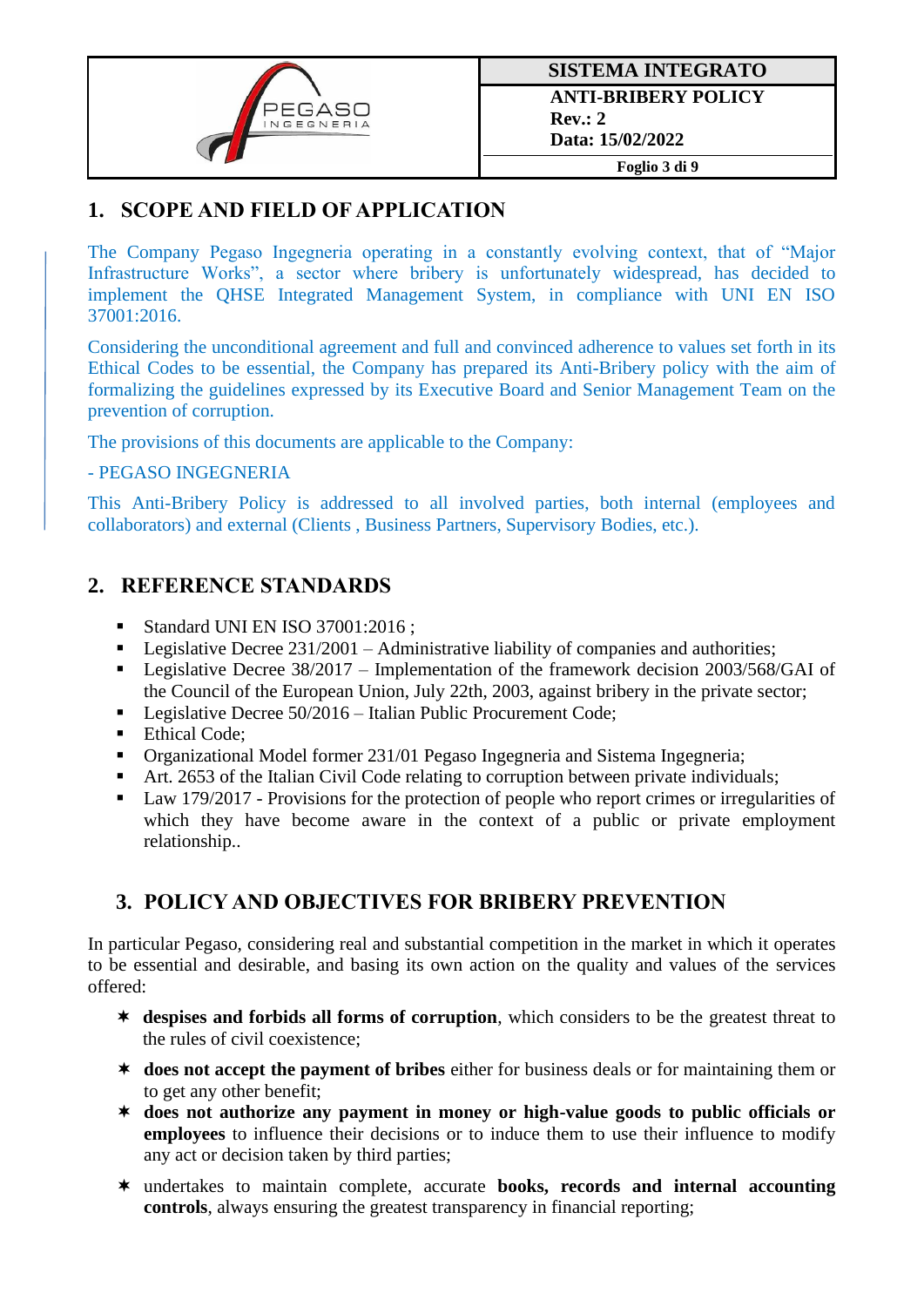## 1. SCOPE AND FIELD OF APPLICATION

The Company Pegaso Ingegneria operating in a constantly evolving context, that of "Major Infrastructure Works", a sector where bribery is unfortunately widespread, has decided to implement the QHSE Integrated Management System, in compliance with UNI EN ISO 37001:2016.

Considering the unconditional agreement and full and convinced adherence to values set forth in its Ethical Codes to be essential, the Company has prepared its Anti-Bribery policy with the aim of formalizing the guidelines expressed by its Executive Board and Senior Management Team on the prevention of corruption.

The provisions of this documents are applicable to the Company:

- PEGASO INGEGNERIA

This Anti-Bribery Policy is addressed to all involved parties, both internal (employees and collaborators) and external (Clients , Business Partners, Supervisory Bodies, etc.).

## 2. REFERENCE STANDARDS

- Standard UNI EN ISO 37001:2016 ;
- Legislative Decree 231/2001 – Administrative liability of companies and authorities;
- Legislative Decree 38/2017 – Implementation of the framework decision 2003/568/GAI of the Council of the European Union, July 22th, 2003, against bribery in the private sector;
- Legislative Decree 50/2016 – Italian Public Procurement Code;
- Ethical Code;
- Organizational Model former 231/01 Pegaso Ingegneria and Sistema Ingegneria;
- Art. 2653 of the Italian Civil Code relating to corruption between private individuals;
- Law 179/2017 - Provisions for the protection of people who report crimes or irregularities of which they have become aware in the context of a public or private employment relationship..

## 3. POLICY AND OBJECTIVES FOR BRIBERY PREVENTION

In particular Pegaso, considering real and substantial competition in the market in which it operates to be essential and desirable, and basing its own action on the quality and values of the services offered:

- **despises and forbids all forms of corruption**, which considers to be the greatest threat to the rules of civil coexistence;
- **does not accept the payment of bribes** either for business deals or for maintaining them or to get any other benefit;
- **does not authorize any payment in money or high-value goods to public officials or employees** to influence their decisions or to induce them to use their influence to modify any act or decision taken by third parties;
- undertakes to maintain complete, accurate **books, records and internal accounting controls**, always ensuring the greatest transparency in financial reporting;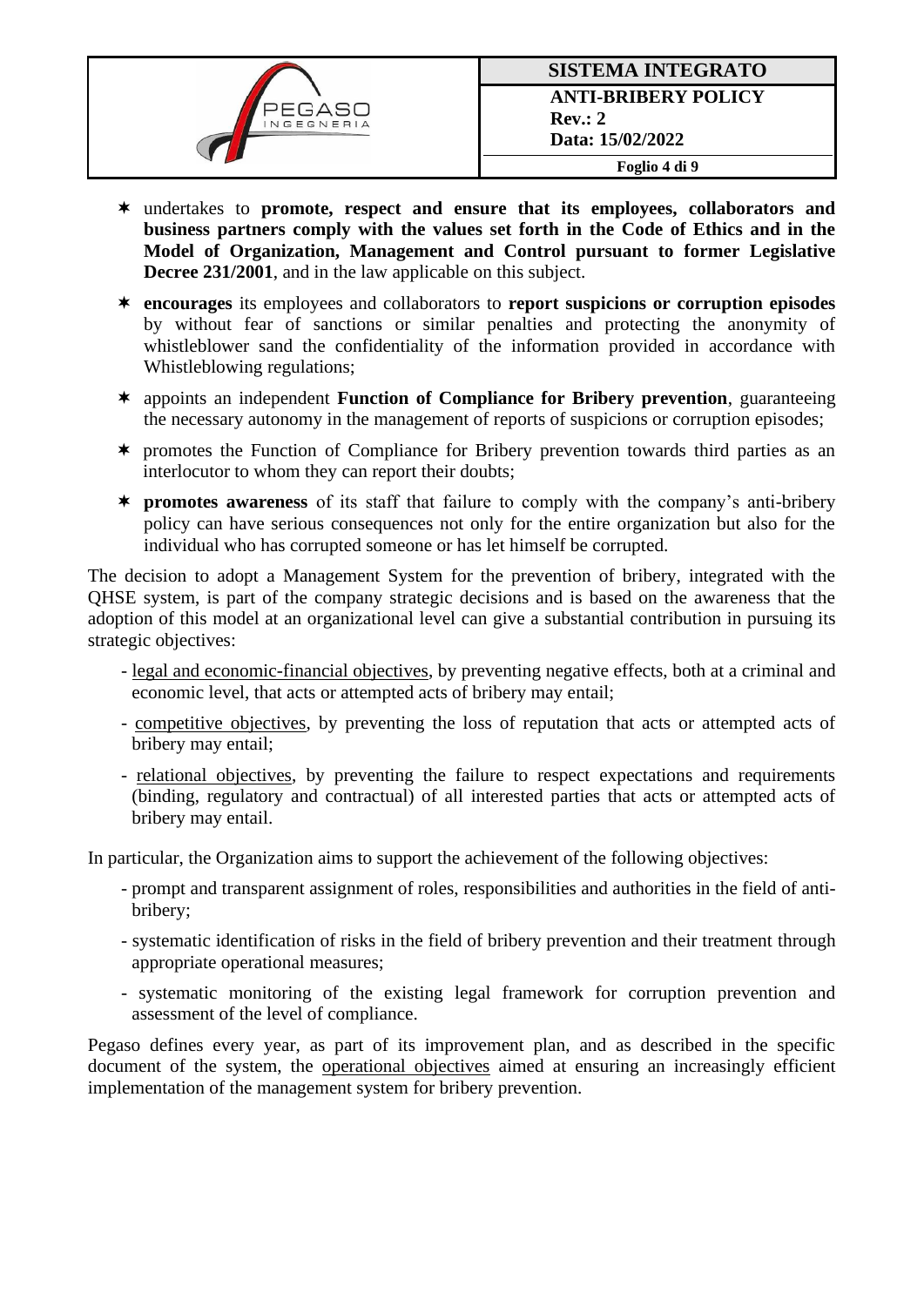- undertakes to **promote, respect and ensure that its employees, collaborators and business partners comply with the values set forth in the Code of Ethics and in the Model of Organization, Management and Control pursuant to former Legislative Decree 231/2001**, and in the law applicable on this subject.
- **encourages** its employees and collaborators to **report suspicions or corruption episodes** by without fear of sanctions or similar penalties and protecting the anonymity of whistleblower sand the confidentiality of the information provided in accordance with Whistleblowing regulations;
- appoints an independent **Function of Compliance for Bribery prevention**, guaranteeing the necessary autonomy in the management of reports of suspicions or corruption episodes;
- promotes the Function of Compliance for Bribery prevention towards third parties as an interlocutor to whom they can report their doubts;
- **promotes awareness** of its staff that failure to comply with the company's anti-bribery policy can have serious consequences not only for the entire organization but also for the individual who has corrupted someone or has let himself be corrupted.

The decision to adopt a Management System for the prevention of bribery, integrated with the QHSE system, is part of the company strategic decisions and is based on the awareness that the adoption of this model at an organizational level can give a substantial contribution in pursuing its strategic objectives:

- legal and economic-financial objectives, by preventing negative effects, both at a criminal and economic level, that acts or attempted acts of bribery may entail;
- competitive objectives, by preventing the loss of reputation that acts or attempted acts of bribery may entail;
- relational objectives, by preventing the failure to respect expectations and requirements (binding, regulatory and contractual) of all interested parties that acts or attempted acts of bribery may entail.

In particular, the Organization aims to support the achievement of the following objectives:

- prompt and transparent assignment of roles, responsibilities and authorities in the field of anti-bribery;
- systematic identification of risks in the field of bribery prevention and their treatment through appropriate operational measures;
- systematic monitoring of the existing legal framework for corruption prevention and assessment of the level of compliance.

Pegaso defines every year, as part of its improvement plan, and as described in the specific document of the system, the operational objectives aimed at ensuring an increasingly efficient implementation of the management system for bribery prevention.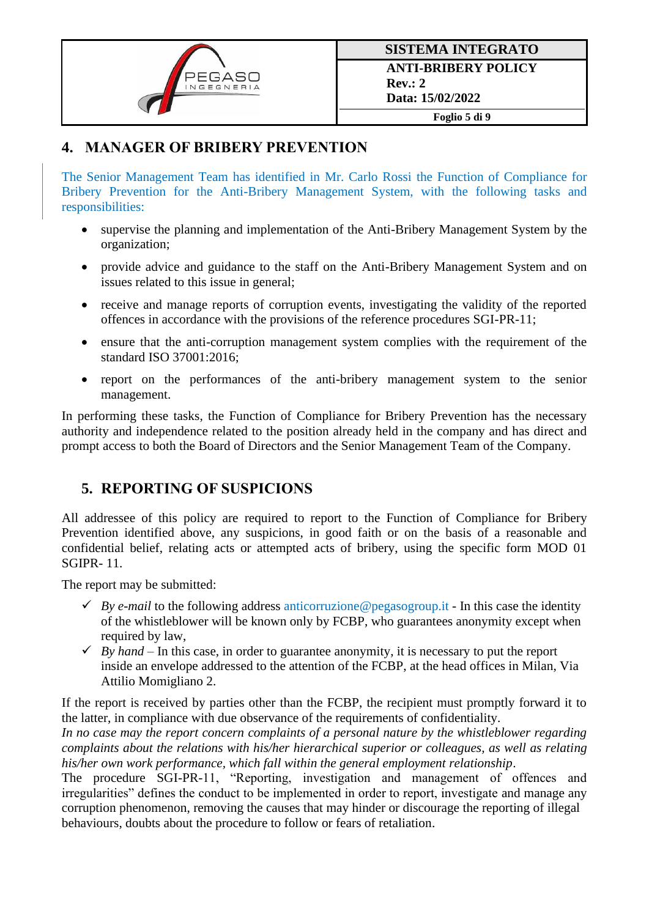## 4. MANAGER OF BRIBERY PREVENTION

The Senior Management Team has identified in Mr. Carlo Rossi the Function of Compliance for Bribery Prevention for the Anti-Bribery Management System, with the following tasks and responsibilities:

- supervise the planning and implementation of the Anti-Bribery Management System by the organization;
- provide advice and guidance to the staff on the Anti-Bribery Management System and on issues related to this issue in general;
- receive and manage reports of corruption events, investigating the validity of the reported offences in accordance with the provisions of the reference procedures SGI-PR-11;
- ensure that the anti-corruption management system complies with the requirement of the standard ISO 37001:2016;
- report on the performances of the anti-bribery management system to the senior management.

In performing these tasks, the Function of Compliance for Bribery Prevention has the necessary authority and independence related to the position already held in the company and has direct and prompt access to both the Board of Directors and the Senior Management Team of the Company.

## 5. REPORTING OF SUSPICIONS

All addressee of this policy are required to report to the Function of Compliance for Bribery Prevention identified above, any suspicions, in good faith or on the basis of a reasonable and confidential belief, relating acts or attempted acts of bribery, using the specific form MOD 01 SGIPR- 11.

The report may be submitted:

- ✓ *By e-mail* to the following address anticorruzione@pegasogroup.it - In this case the identity of the whistleblower will be known only by FCBP, who guarantees anonymity except when required by law,
- ✓ *By hand* – In this case, in order to guarantee anonymity, it is necessary to put the report inside an envelope addressed to the attention of the FCBP, at the head offices in Milan, Via Attilio Momigliano 2.

If the report is received by parties other than the FCBP, the recipient must promptly forward it to the latter, in compliance with due observance of the requirements of confidentiality.
*In no case may the report concern complaints of a personal nature by the whistleblower regarding complaints about the relations with his/her hierarchical superior or colleagues, as well as relating his/her own work performance, which fall within the general employment relationship*.
The procedure SGI-PR-11, "Reporting, investigation and management of offences and irregularities" defines the conduct to be implemented in order to report, investigate and manage any corruption phenomenon, removing the causes that may hinder or discourage the reporting of illegal behaviours, doubts about the procedure to follow or fears of retaliation.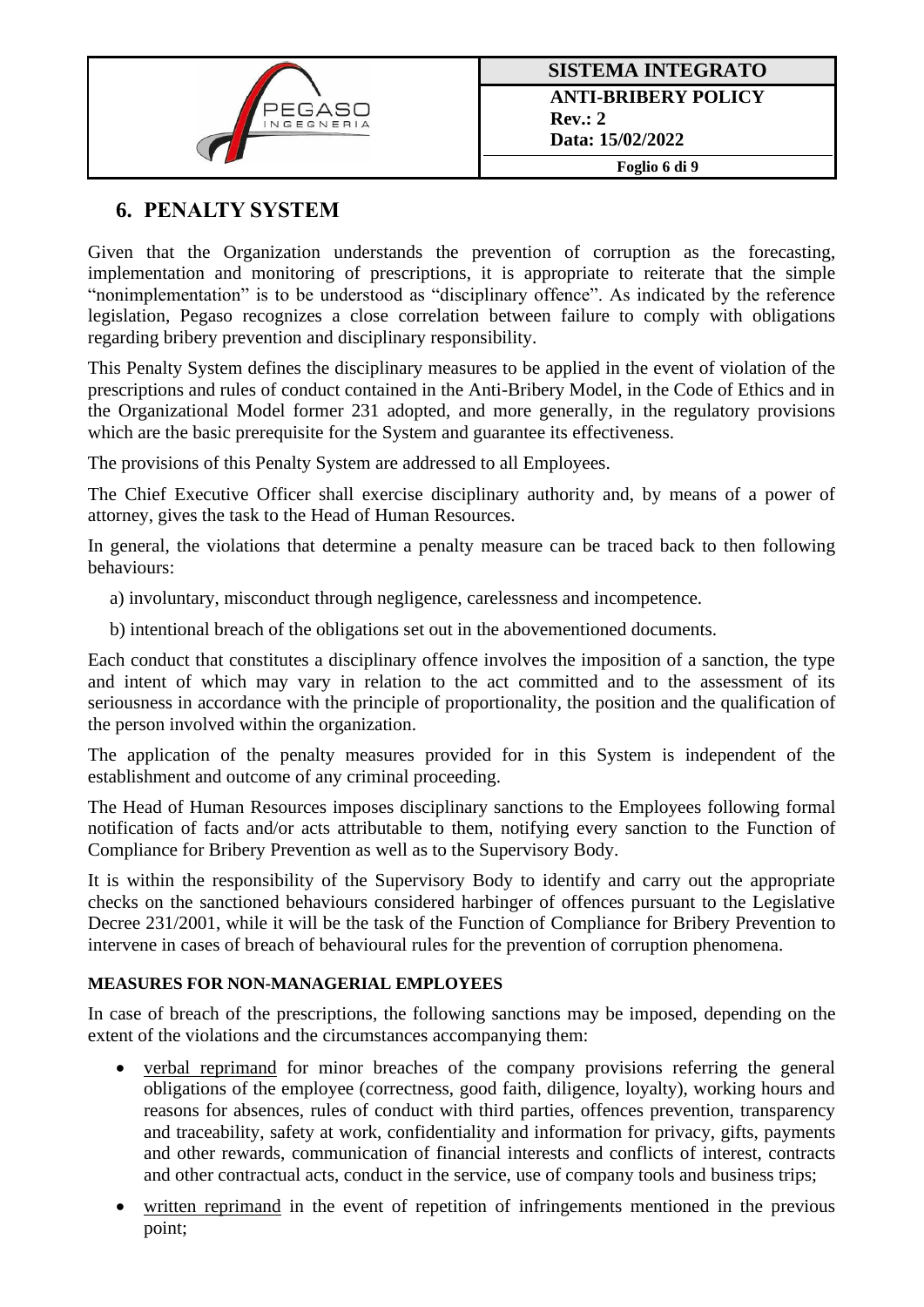## 6. PENALTY SYSTEM

Given that the Organization understands the prevention of corruption as the forecasting, implementation and monitoring of prescriptions, it is appropriate to reiterate that the simple "nonimplementation" is to be understood as "disciplinary offence". As indicated by the reference legislation, Pegaso recognizes a close correlation between failure to comply with obligations regarding bribery prevention and disciplinary responsibility.

This Penalty System defines the disciplinary measures to be applied in the event of violation of the prescriptions and rules of conduct contained in the Anti-Bribery Model, in the Code of Ethics and in the Organizational Model former 231 adopted, and more generally, in the regulatory provisions which are the basic prerequisite for the System and guarantee its effectiveness.

The provisions of this Penalty System are addressed to all Employees.

The Chief Executive Officer shall exercise disciplinary authority and, by means of a power of attorney, gives the task to the Head of Human Resources.

In general, the violations that determine a penalty measure can be traced back to then following behaviours:

a) involuntary, misconduct through negligence, carelessness and incompetence.

b) intentional breach of the obligations set out in the abovementioned documents.

Each conduct that constitutes a disciplinary offence involves the imposition of a sanction, the type and intent of which may vary in relation to the act committed and to the assessment of its seriousness in accordance with the principle of proportionality, the position and the qualification of the person involved within the organization.

The application of the penalty measures provided for in this System is independent of the establishment and outcome of any criminal proceeding.

The Head of Human Resources imposes disciplinary sanctions to the Employees following formal notification of facts and/or acts attributable to them, notifying every sanction to the Function of Compliance for Bribery Prevention as well as to the Supervisory Body.

It is within the responsibility of the Supervisory Body to identify and carry out the appropriate checks on the sanctioned behaviours considered harbinger of offences pursuant to the Legislative Decree 231/2001, while it will be the task of the Function of Compliance for Bribery Prevention to intervene in cases of breach of behavioural rules for the prevention of corruption phenomena.

**MEASURES FOR NON-MANAGERIAL EMPLOYEES**

In case of breach of the prescriptions, the following sanctions may be imposed, depending on the extent of the violations and the circumstances accompanying them:

- verbal reprimand for minor breaches of the company provisions referring the general obligations of the employee (correctness, good faith, diligence, loyalty), working hours and reasons for absences, rules of conduct with third parties, offences prevention, transparency and traceability, safety at work, confidentiality and information for privacy, gifts, payments and other rewards, communication of financial interests and conflicts of interest, contracts and other contractual acts, conduct in the service, use of company tools and business trips;
- written reprimand in the event of repetition of infringements mentioned in the previous point;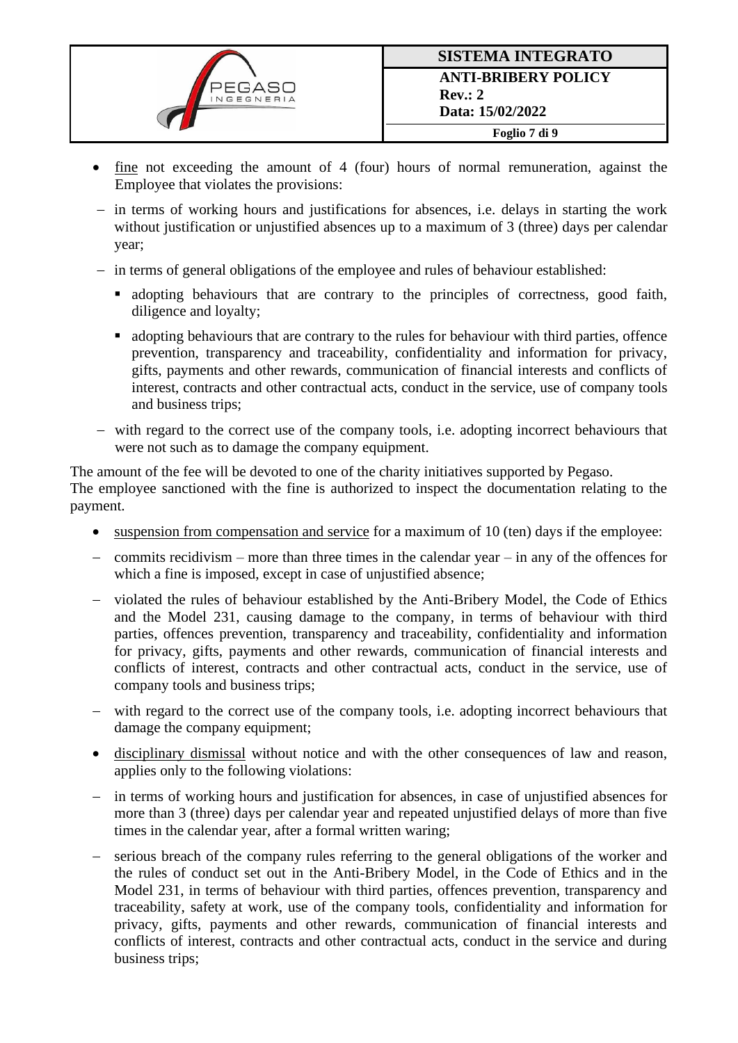- <u>fine</u> not exceeding the amount of 4 (four) hours of normal remuneration, against the Employee that violates the provisions:

  – in terms of working hours and justifications for absences, i.e. delays in starting the work without justification or unjustified absences up to a maximum of 3 (three) days per calendar year;

  – in terms of general obligations of the employee and rules of behaviour established:

    - adopting behaviours that are contrary to the principles of correctness, good faith, diligence and loyalty;
    - adopting behaviours that are contrary to the rules for behaviour with third parties, offence prevention, transparency and traceability, confidentiality and information for privacy, gifts, payments and other rewards, communication of financial interests and conflicts of interest, contracts and other contractual acts, conduct in the service, use of company tools and business trips;

  – with regard to the correct use of the company tools, i.e. adopting incorrect behaviours that were not such as to damage the company equipment.

The amount of the fee will be devoted to one of the charity initiatives supported by Pegaso.
The employee sanctioned with the fine is authorized to inspect the documentation relating to the payment.

- <u>suspension from compensation and service</u> for a maximum of 10 (ten) days if the employee:

  – commits recidivism – more than three times in the calendar year – in any of the offences for which a fine is imposed, except in case of unjustified absence;

  – violated the rules of behaviour established by the Anti-Bribery Model, the Code of Ethics and the Model 231, causing damage to the company, in terms of behaviour with third parties, offences prevention, transparency and traceability, confidentiality and information for privacy, gifts, payments and other rewards, communication of financial interests and conflicts of interest, contracts and other contractual acts, conduct in the service, use of company tools and business trips;

  – with regard to the correct use of the company tools, i.e. adopting incorrect behaviours that damage the company equipment;

- <u>disciplinary dismissal</u> without notice and with the other consequences of law and reason, applies only to the following violations:

  – in terms of working hours and justification for absences, in case of unjustified absences for more than 3 (three) days per calendar year and repeated unjustified delays of more than five times in the calendar year, after a formal written waring;

  – serious breach of the company rules referring to the general obligations of the worker and the rules of conduct set out in the Anti-Bribery Model, in the Code of Ethics and in the Model 231, in terms of behaviour with third parties, offences prevention, transparency and traceability, safety at work, use of the company tools, confidentiality and information for privacy, gifts, payments and other rewards, communication of financial interests and conflicts of interest, contracts and other contractual acts, conduct in the service and during business trips;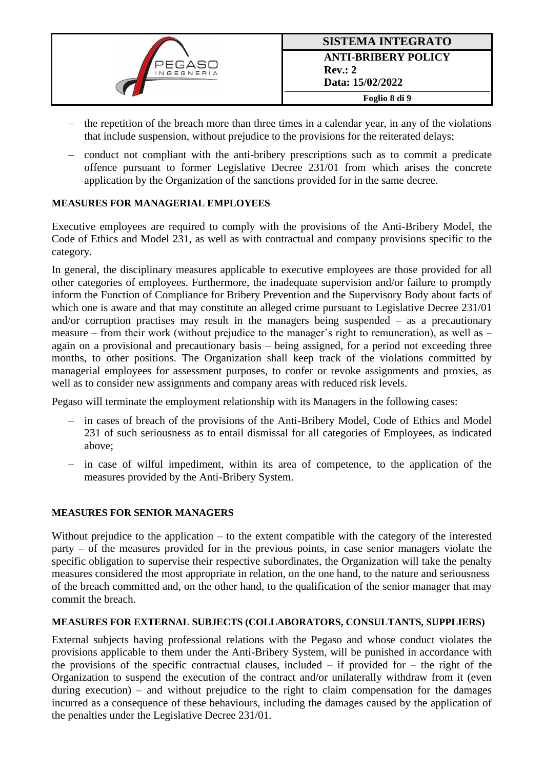- the repetition of the breach more than three times in a calendar year, in any of the violations that include suspension, without prejudice to the provisions for the reiterated delays;
- conduct not compliant with the anti-bribery prescriptions such as to commit a predicate offence pursuant to former Legislative Decree 231/01 from which arises the concrete application by the Organization of the sanctions provided for in the same decree.

**MEASURES FOR MANAGERIAL EMPLOYEES**

Executive employees are required to comply with the provisions of the Anti-Bribery Model, the Code of Ethics and Model 231, as well as with contractual and company provisions specific to the category.

In general, the disciplinary measures applicable to executive employees are those provided for all other categories of employees. Furthermore, the inadequate supervision and/or failure to promptly inform the Function of Compliance for Bribery Prevention and the Supervisory Body about facts of which one is aware and that may constitute an alleged crime pursuant to Legislative Decree 231/01 and/or corruption practises may result in the managers being suspended – as a precautionary measure – from their work (without prejudice to the manager's right to remuneration), as well as – again on a provisional and precautionary basis – being assigned, for a period not exceeding three months, to other positions. The Organization shall keep track of the violations committed by managerial employees for assessment purposes, to confer or revoke assignments and proxies, as well as to consider new assignments and company areas with reduced risk levels.

Pegaso will terminate the employment relationship with its Managers in the following cases:

- in cases of breach of the provisions of the Anti-Bribery Model, Code of Ethics and Model 231 of such seriousness as to entail dismissal for all categories of Employees, as indicated above;
- in case of wilful impediment, within its area of competence, to the application of the measures provided by the Anti-Bribery System.

**MEASURES FOR SENIOR MANAGERS**

Without prejudice to the application – to the extent compatible with the category of the interested party – of the measures provided for in the previous points, in case senior managers violate the specific obligation to supervise their respective subordinates, the Organization will take the penalty measures considered the most appropriate in relation, on the one hand, to the nature and seriousness of the breach committed and, on the other hand, to the qualification of the senior manager that may commit the breach.

**MEASURES FOR EXTERNAL SUBJECTS (COLLABORATORS, CONSULTANTS, SUPPLIERS)**

External subjects having professional relations with the Pegaso and whose conduct violates the provisions applicable to them under the Anti-Bribery System, will be punished in accordance with the provisions of the specific contractual clauses, included – if provided for – the right of the Organization to suspend the execution of the contract and/or unilaterally withdraw from it (even during execution) – and without prejudice to the right to claim compensation for the damages incurred as a consequence of these behaviours, including the damages caused by the application of the penalties under the Legislative Decree 231/01.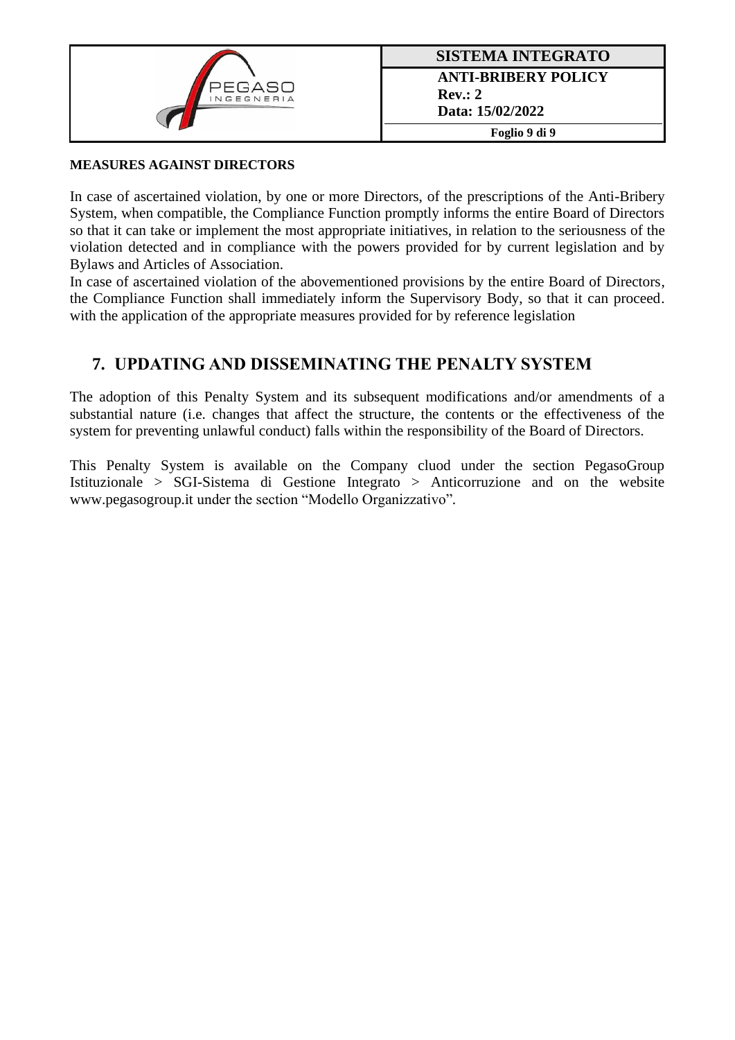**MEASURES AGAINST DIRECTORS**

In case of ascertained violation, by one or more Directors, of the prescriptions of the Anti-Bribery System, when compatible, the Compliance Function promptly informs the entire Board of Directors so that it can take or implement the most appropriate initiatives, in relation to the seriousness of the violation detected and in compliance with the powers provided for by current legislation and by Bylaws and Articles of Association.

In case of ascertained violation of the abovementioned provisions by the entire Board of Directors, the Compliance Function shall immediately inform the Supervisory Body, so that it can proceed. with the application of the appropriate measures provided for by reference legislation

## 7. UPDATING AND DISSEMINATING THE PENALTY SYSTEM

The adoption of this Penalty System and its subsequent modifications and/or amendments of a substantial nature (i.e. changes that affect the structure, the contents or the effectiveness of the system for preventing unlawful conduct) falls within the responsibility of the Board of Directors.

This Penalty System is available on the Company cluod under the section PegasoGroup Istituzionale > SGI-Sistema di Gestione Integrato > Anticorruzione and on the website www.pegasogroup.it under the section "Modello Organizzativo".